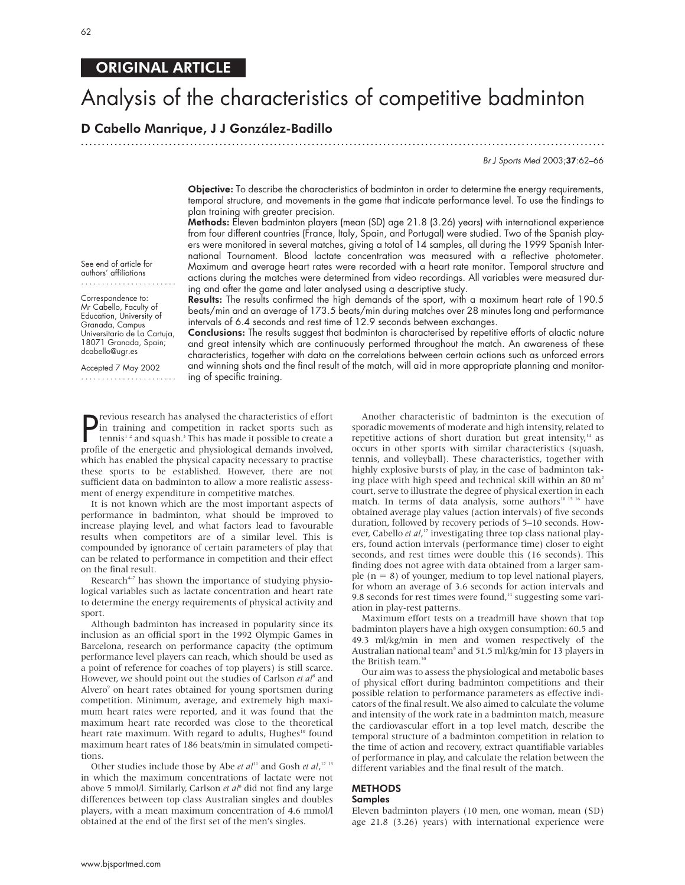ORIGINAL ARTICLE

# Analysis of the characteristics of competitive badminton

**D Cabello Manrique, J J González-Badillo**

See end of article for authors' affiliations

Correspondence to: Mr Cabello, Faculty of Education, University of Granada, Campus Universitario de La Cartuja, 18071 Granada, Spain; dcabello@ugr.es

Accepted 7 May 2002

**Objective:** To describe the characteristics of badminton in order to determine the energy requirements, temporal structure, and movements in the game that indicate performance level. To use the findings to plan training with greater precision.

**Methods:** Eleven badminton players (mean (SD) age 21.8 (3.26) years) with international experience from four different countries (France, Italy, Spain, and Portugal) were studied. Two of the Spanish players were monitored in several matches, giving a total of 14 samples, all during the 1999 Spanish International Tournament. Blood lactate concentration was measured with a reflective photometer. Maximum and average heart rates were recorded with a heart rate monitor. Temporal structure and actions during the matches were determined from video recordings. All variables were measured during and after the game and later analysed using a descriptive study.

**Results:** The results confirmed the high demands of the sport, with a maximum heart rate of 190.5 beats/min and an average of 173.5 beats/min during matches over 28 minutes long and performance intervals of 6.4 seconds and rest time of 12.9 seconds between exchanges.

**Conclusions:** The results suggest that badminton is characterised by repetitive efforts of alactic nature and great intensity which are continuously performed throughout the match. An awareness of these characteristics, together with data on the correlations between certain actions such as unforced errors and winning shots and the final result of the match, will aid in more appropriate planning and monitoring of specific training.

Previous research has analysed the characteristics of effort in training and competition in racket sports such as tennis[1,2] and squash.[3] This has made it possible to create a profile of the energetic and physiological demands involved, which has enabled the physical capacity necessary to practise these sports to be established. However, there are not sufficient data on badminton to allow a more realistic assessment of energy expenditure in competitive matches.

It is not known which are the most important aspects of performance in badminton, what should be improved to increase playing level, and what factors lead to favourable results when competitors are of a similar level. This is compounded by ignorance of certain parameters of play that can be related to performance in competition and their effect on the final result.

Research[4–7] has shown the importance of studying physiological variables such as lactate concentration and heart rate to determine the energy requirements of physical activity and sport.

Although badminton has increased in popularity since its inclusion as an official sport in the 1992 Olympic Games in Barcelona, research on performance capacity (the optimum performance level players can reach, which should be used as a point of reference for coaches of top players) is still scarce. However, we should point out the studies of Carlson *et al*[8] and Alvero[9] on heart rates obtained for young sportsmen during competition. Minimum, average, and extremely high maximum heart rates were reported, and it was found that the maximum heart rate recorded was close to the theoretical heart rate maximum. With regard to adults, Hughes[10] found maximum heart rates of 186 beats/min in simulated competitions.

Other studies include those by Abe *et al*[11] and Gosh *et al*,[12,13] in which the maximum concentrations of lactate were not above 5 mmol/l. Similarly, Carlson *et al*[8] did not find any large differences between top class Australian singles and doubles players, with a mean maximum concentration of 4.6 mmol/l obtained at the end of the first set of the men's singles.

Another characteristic of badminton is the execution of sporadic movements of moderate and high intensity, related to repetitive actions of short duration but great intensity,[14] as occurs in other sports with similar characteristics (squash, tennis, and volleyball). These characteristics, together with highly explosive bursts of play, in the case of badminton taking place with high speed and technical skill within an 80 m$^2$ court, serve to illustrate the degree of physical exertion in each match. In terms of data analysis, some authors[10,15,16] have obtained average play values (action intervals) of five seconds duration, followed by recovery periods of 5–10 seconds. However, Cabello *et al*,[17] investigating three top class national players, found action intervals (performance time) closer to eight seconds, and rest times were double this (16 seconds). This finding does not agree with data obtained from a larger sample (n = 8) of younger, medium to top level national players, for whom an average of 3.6 seconds for action intervals and 9.8 seconds for rest times were found,[14] suggesting some variation in play-rest patterns.

Maximum effort tests on a treadmill have shown that top badminton players have a high oxygen consumption: 60.5 and 49.3 ml/kg/min in men and women respectively of the Australian national team[8] and 51.5 ml/kg/min for 13 players in the British team.[10]

Our aim was to assess the physiological and metabolic bases of physical effort during badminton competitions and their possible relation to performance parameters as effective indicators of the final result. We also aimed to calculate the volume and intensity of the work rate in a badminton match, measure the cardiovascular effort in a top level match, describe the temporal structure of a badminton competition in relation to the time of action and recovery, extract quantifiable variables of performance in play, and calculate the relation between the different variables and the final result of the match.

## METHODS

### Samples

Eleven badminton players (10 men, one woman, mean (SD) age 21.8 (3.26) years) with international experience were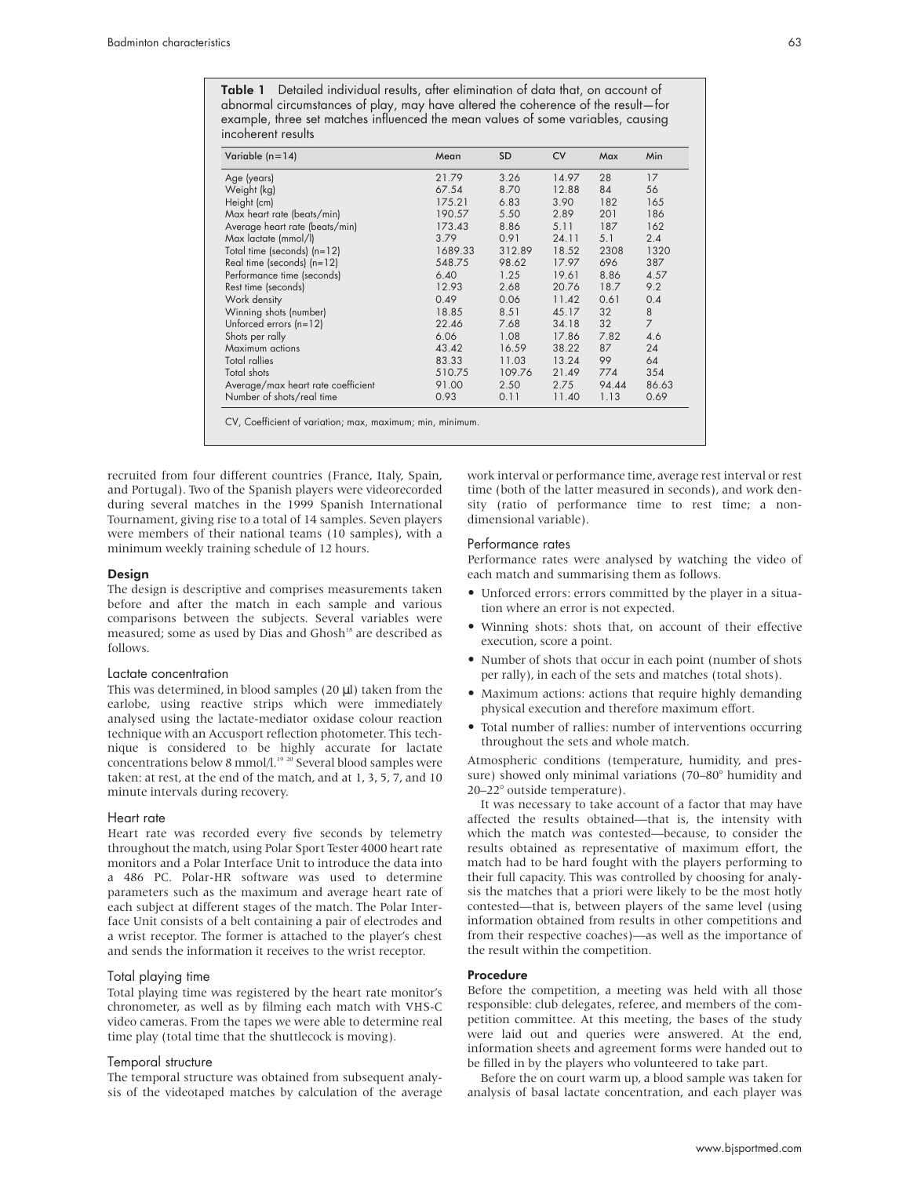**Table 1** Detailed individual results, after elimination of data that, on account of abnormal circumstances of play, may have altered the coherence of the result—for example, three set matches influenced the mean values of some variables, causing incoherent results

| Variable (n=14) | Mean | SD | CV | Max | Min |
|---|---|---|---|---|---|
| Age (years) | 21.79 | 3.26 | 14.97 | 28 | 17 |
| Weight (kg) | 67.54 | 8.70 | 12.88 | 84 | 56 |
| Height (cm) | 175.21 | 6.83 | 3.90 | 182 | 165 |
| Max heart rate (beats/min) | 190.57 | 5.50 | 2.89 | 201 | 186 |
| Average heart rate (beats/min) | 173.43 | 8.86 | 5.11 | 187 | 162 |
| Max lactate (mmol/l) | 3.79 | 0.91 | 24.11 | 5.1 | 2.4 |
| Total time (seconds) (n=12) | 1689.33 | 312.89 | 18.52 | 2308 | 1320 |
| Real time (seconds) (n=12) | 548.75 | 98.62 | 17.97 | 696 | 387 |
| Performance time (seconds) | 6.40 | 1.25 | 19.61 | 8.86 | 4.57 |
| Rest time (seconds) | 12.93 | 2.68 | 20.76 | 18.7 | 9.2 |
| Work density | 0.49 | 0.06 | 11.42 | 0.61 | 0.4 |
| Winning shots (number) | 18.85 | 8.51 | 45.17 | 32 | 8 |
| Unforced errors (n=12) | 22.46 | 7.68 | 34.18 | 32 | 7 |
| Shots per rally | 6.06 | 1.08 | 17.86 | 7.82 | 4.6 |
| Maximum actions | 43.42 | 16.59 | 38.22 | 87 | 24 |
| Total rallies | 83.33 | 11.03 | 13.24 | 99 | 64 |
| Total shots | 510.75 | 109.76 | 21.49 | 774 | 354 |
| Average/max heart rate coefficient | 91.00 | 2.50 | 2.75 | 94.44 | 86.63 |
| Number of shots/real time | 0.93 | 0.11 | 11.40 | 1.13 | 0.69 |

CV, Coefficient of variation; max, maximum; min, minimum.

recruited from four different countries (France, Italy, Spain, and Portugal). Two of the Spanish players were videorecorded during several matches in the 1999 Spanish International Tournament, giving rise to a total of 14 samples. Seven players were members of their national teams (10 samples), with a minimum weekly training schedule of 12 hours.

### Design

The design is descriptive and comprises measurements taken before and after the match in each sample and various comparisons between the subjects. Several variables were measured; some as used by Dias and Ghosh[18] are described as follows.

#### Lactate concentration

This was determined, in blood samples (20 μl) taken from the earlobe, using reactive strips which were immediately analysed using the lactate-mediator oxidase colour reaction technique with an Accusport reflection photometer. This technique is considered to be highly accurate for lactate concentrations below 8 mmol/l.[19,20] Several blood samples were taken: at rest, at the end of the match, and at 1, 3, 5, 7, and 10 minute intervals during recovery.

#### Heart rate

Heart rate was recorded every five seconds by telemetry throughout the match, using Polar Sport Tester 4000 heart rate monitors and a Polar Interface Unit to introduce the data into a 486 PC. Polar-HR software was used to determine parameters such as the maximum and average heart rate of each subject at different stages of the match. The Polar Interface Unit consists of a belt containing a pair of electrodes and a wrist receptor. The former is attached to the player's chest and sends the information it receives to the wrist receptor.

#### Total playing time

Total playing time was registered by the heart rate monitor's chronometer, as well as by filming each match with VHS-C video cameras. From the tapes we were able to determine real time play (total time that the shuttlecock is moving).

#### Temporal structure

The temporal structure was obtained from subsequent analysis of the videotaped matches by calculation of the average work interval or performance time, average rest interval or rest time (both of the latter measured in seconds), and work density (ratio of performance time to rest time; a non-dimensional variable).

#### Performance rates

Performance rates were analysed by watching the video of each match and summarising them as follows.

- Unforced errors: errors committed by the player in a situation where an error is not expected.
- Winning shots: shots that, on account of their effective execution, score a point.
- Number of shots that occur in each point (number of shots per rally), in each of the sets and matches (total shots).
- Maximum actions: actions that require highly demanding physical execution and therefore maximum effort.
- Total number of rallies: number of interventions occurring throughout the sets and whole match.

Atmospheric conditions (temperature, humidity, and pressure) showed only minimal variations (70–80° humidity and 20–22° outside temperature).

It was necessary to take account of a factor that may have affected the results obtained—that is, the intensity with which the match was contested—because, to consider the results obtained as representative of maximum effort, the match had to be hard fought with the players performing to their full capacity. This was controlled by choosing for analysis the matches that a priori were likely to be the most hotly contested—that is, between players of the same level (using information obtained from results in other competitions and from their respective coaches)—as well as the importance of the result within the competition.

### Procedure

Before the competition, a meeting was held with all those responsible: club delegates, referee, and members of the competition committee. At this meeting, the bases of the study were laid out and queries were answered. At the end, information sheets and agreement forms were handed out to be filled in by the players who volunteered to take part.

Before the on court warm up, a blood sample was taken for analysis of basal lactate concentration, and each player was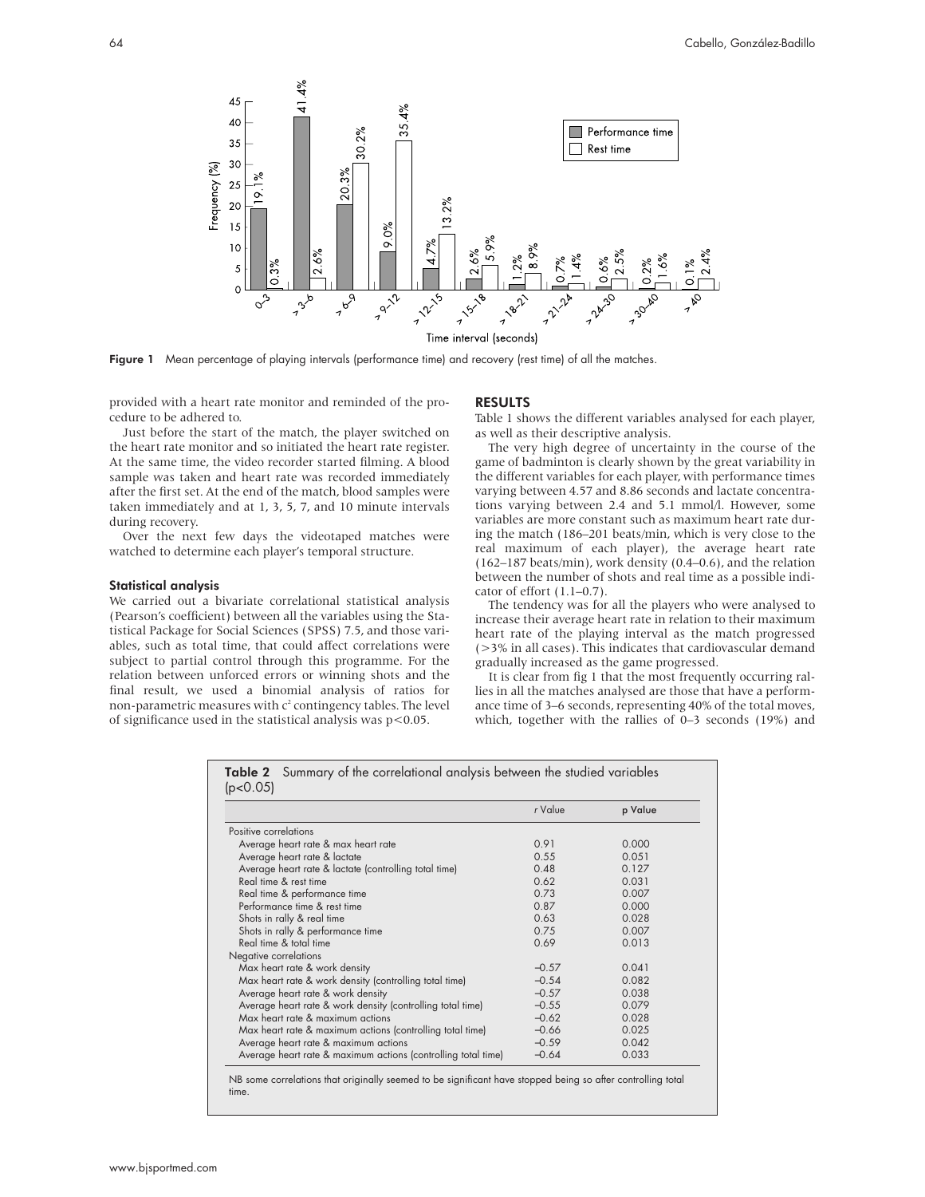**Figure 1** Mean percentage of playing intervals (performance time) and recovery (rest time) of all the matches.

provided with a heart rate monitor and reminded of the procedure to be adhered to.

Just before the start of the match, the player switched on the heart rate monitor and so initiated the heart rate register. At the same time, the video recorder started filming. A blood sample was taken and heart rate was recorded immediately after the first set. At the end of the match, blood samples were taken immediately and at 1, 3, 5, 7, and 10 minute intervals during recovery.

Over the next few days the videotaped matches were watched to determine each player's temporal structure.

### Statistical analysis

We carried out a bivariate correlational statistical analysis (Pearson's coefficient) between all the variables using the Statistical Package for Social Sciences (SPSS) 7.5, and those variables, such as total time, that could affect correlations were subject to partial control through this programme. For the relation between unforced errors or winning shots and the final result, we used a binomial analysis of ratios for non-parametric measures with $c^2$ contingency tables. The level of significance used in the statistical analysis was $p<0.05$.

## RESULTS

Table 1 shows the different variables analysed for each player, as well as their descriptive analysis.

The very high degree of uncertainty in the course of the game of badminton is clearly shown by the great variability in the different variables for each player, with performance times varying between 4.57 and 8.86 seconds and lactate concentrations varying between 2.4 and 5.1 mmol/l. However, some variables are more constant such as maximum heart rate during the match (186–201 beats/min, which is very close to the real maximum of each player), the average heart rate (162–187 beats/min), work density (0.4–0.6), and the relation between the number of shots and real time as a possible indicator of effort (1.1–0.7).

The tendency was for all the players who were analysed to increase their average heart rate in relation to their maximum heart rate of the playing interval as the match progressed (>3% in all cases). This indicates that cardiovascular demand gradually increased as the game progressed.

It is clear from fig 1 that the most frequently occurring rallies in all the matches analysed are those that have a performance time of 3–6 seconds, representing 40% of the total moves, which, together with the rallies of 0–3 seconds (19%) and

**Table 2** Summary of the correlational analysis between the studied variables ($p<0.05$)

| | *r* Value | p Value |
|---|---|---|
| Positive correlations | | |
| Average heart rate & max heart rate | 0.91 | 0.000 |
| Average heart rate & lactate | 0.55 | 0.051 |
| Average heart rate & lactate (controlling total time) | 0.48 | 0.127 |
| Real time & rest time | 0.62 | 0.031 |
| Real time & performance time | 0.73 | 0.007 |
| Performance time & rest time | 0.87 | 0.000 |
| Shots in rally & real time | 0.63 | 0.028 |
| Shots in rally & performance time | 0.75 | 0.007 |
| Real time & total time | 0.69 | 0.013 |
| Negative correlations | | |
| Max heart rate & work density | −0.57 | 0.041 |
| Max heart rate & work density (controlling total time) | −0.54 | 0.082 |
| Average heart rate & work density | −0.57 | 0.038 |
| Average heart rate & work density (controlling total time) | −0.55 | 0.079 |
| Max heart rate & maximum actions | −0.62 | 0.028 |
| Max heart rate & maximum actions (controlling total time) | −0.66 | 0.025 |
| Average heart rate & maximum actions | −0.59 | 0.042 |
| Average heart rate & maximum actions (controlling total time) | −0.64 | 0.033 |

NB some correlations that originally seemed to be significant have stopped being so after controlling total time.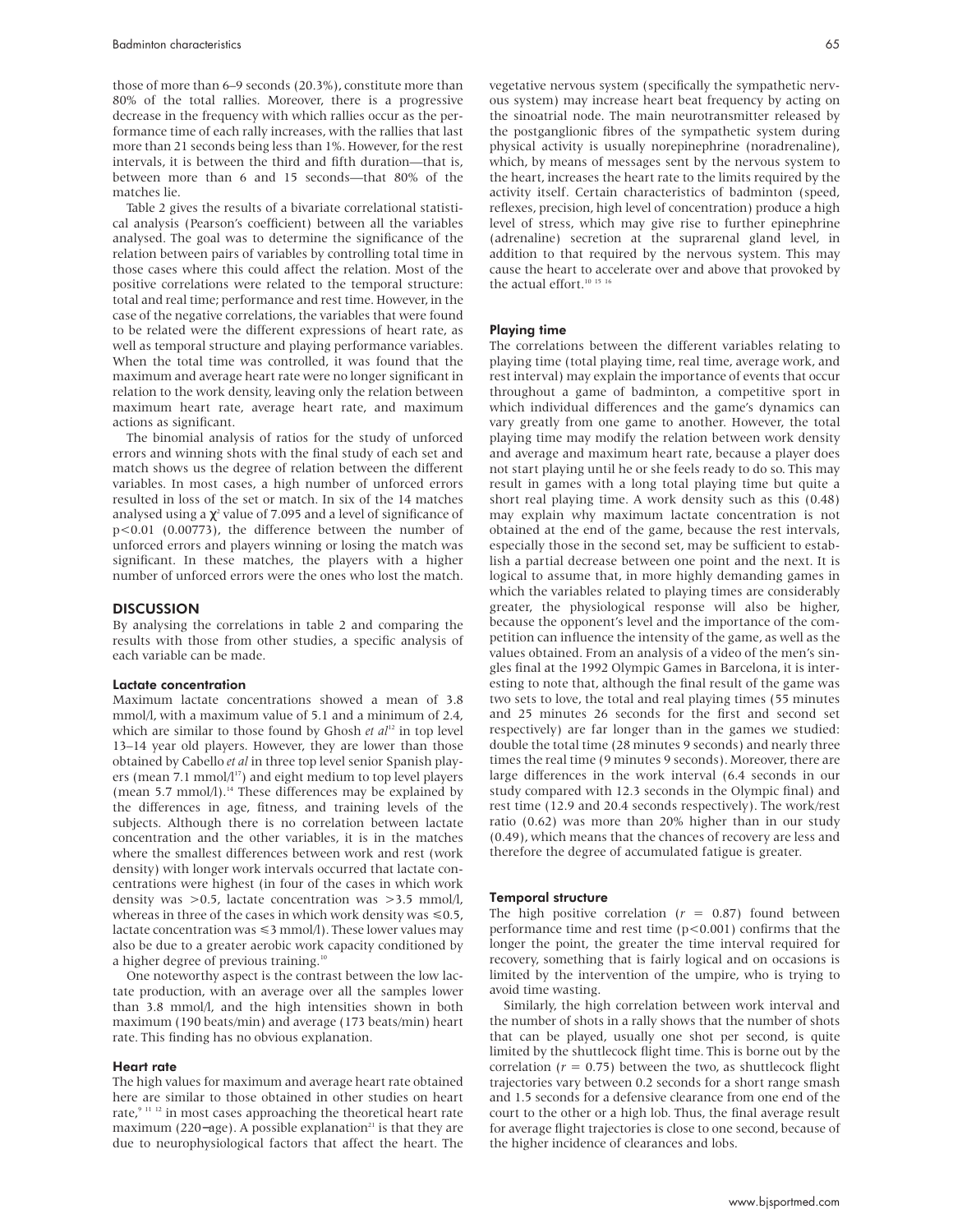those of more than 6–9 seconds (20.3%), constitute more than 80% of the total rallies. Moreover, there is a progressive decrease in the frequency with which rallies occur as the performance time of each rally increases, with the rallies that last more than 21 seconds being less than 1%. However, for the rest intervals, it is between the third and fifth duration—that is, between more than 6 and 15 seconds—that 80% of the matches lie.

Table 2 gives the results of a bivariate correlational statistical analysis (Pearson's coefficient) between all the variables analysed. The goal was to determine the significance of the relation between pairs of variables by controlling total time in those cases where this could affect the relation. Most of the positive correlations were related to the temporal structure: total and real time; performance and rest time. However, in the case of the negative correlations, the variables that were found to be related were the different expressions of heart rate, as well as temporal structure and playing performance variables. When the total time was controlled, it was found that the maximum and average heart rate were no longer significant in relation to the work density, leaving only the relation between maximum heart rate, average heart rate, and maximum actions as significant.

The binomial analysis of ratios for the study of unforced errors and winning shots with the final study of each set and match shows us the degree of relation between the different variables. In most cases, a high number of unforced errors resulted in loss of the set or match. In six of the 14 matches analysed using a $\chi^2$ value of 7.095 and a level of significance of $p<0.01$ (0.00773), the difference between the number of unforced errors and players winning or losing the match was significant. In these matches, the players with a higher number of unforced errors were the ones who lost the match.

## DISCUSSION

By analysing the correlations in table 2 and comparing the results with those from other studies, a specific analysis of each variable can be made.

### Lactate concentration

Maximum lactate concentrations showed a mean of 3.8 mmol/l, with a maximum value of 5.1 and a minimum of 2.4, which are similar to those found by Ghosh *et al*[12] in top level 13–14 year old players. However, they are lower than those obtained by Cabello *et al* in three top level senior Spanish players (mean 7.1 mmol/l[17]) and eight medium to top level players (mean 5.7 mmol/l).[14] These differences may be explained by the differences in age, fitness, and training levels of the subjects. Although there is no correlation between lactate concentration and the other variables, it is in the matches where the smallest differences between work and rest (work density) with longer work intervals occurred that lactate concentrations were highest (in four of the cases in which work density was >0.5, lactate concentration was >3.5 mmol/l, whereas in three of the cases in which work density was ≤0.5, lactate concentration was ≤3 mmol/l). These lower values may also be due to a greater aerobic work capacity conditioned by a higher degree of previous training.[10]

One noteworthy aspect is the contrast between the low lactate production, with an average over all the samples lower than 3.8 mmol/l, and the high intensities shown in both maximum (190 beats/min) and average (173 beats/min) heart rate. This finding has no obvious explanation.

### Heart rate

The high values for maximum and average heart rate obtained here are similar to those obtained in other studies on heart rate,[9 11 12] in most cases approaching the theoretical heart rate maximum (220−age). A possible explanation[21] is that they are due to neurophysiological factors that affect the heart. The vegetative nervous system (specifically the sympathetic nervous system) may increase heart beat frequency by acting on the sinoatrial node. The main neurotransmitter released by the postganglionic fibres of the sympathetic system during physical activity is usually norepinephrine (noradrenaline), which, by means of messages sent by the nervous system to the heart, increases the heart rate to the limits required by the activity itself. Certain characteristics of badminton (speed, reflexes, precision, high level of concentration) produce a high level of stress, which may give rise to further epinephrine (adrenaline) secretion at the suprarenal gland level, in addition to that required by the nervous system. This may cause the heart to accelerate over and above that provoked by the actual effort.[10 15 16]

### Playing time

The correlations between the different variables relating to playing time (total playing time, real time, average work, and rest interval) may explain the importance of events that occur throughout a game of badminton, a competitive sport in which individual differences and the game's dynamics can vary greatly from one game to another. However, the total playing time may modify the relation between work density and average and maximum heart rate, because a player does not start playing until he or she feels ready to do so. This may result in games with a long total playing time but quite a short real playing time. A work density such as this (0.48) may explain why maximum lactate concentration is not obtained at the end of the game, because the rest intervals, especially those in the second set, may be sufficient to establish a partial decrease between one point and the next. It is logical to assume that, in more highly demanding games in which the variables related to playing times are considerably greater, the physiological response will also be higher, because the opponent's level and the importance of the competition can influence the intensity of the game, as well as the values obtained. From an analysis of a video of the men's singles final at the 1992 Olympic Games in Barcelona, it is interesting to note that, although the final result of the game was two sets to love, the total and real playing times (55 minutes and 25 minutes 26 seconds for the first and second set respectively) are far longer than in the games we studied: double the total time (28 minutes 9 seconds) and nearly three times the real time (9 minutes 9 seconds). Moreover, there are large differences in the work interval (6.4 seconds in our study compared with 12.3 seconds in the Olympic final) and rest time (12.9 and 20.4 seconds respectively). The work/rest ratio (0.62) was more than 20% higher than in our study (0.49), which means that the chances of recovery are less and therefore the degree of accumulated fatigue is greater.

### Temporal structure

The high positive correlation ($r = 0.87$) found between performance time and rest time ($p<0.001$) confirms that the longer the point, the greater the time interval required for recovery, something that is fairly logical and on occasions is limited by the intervention of the umpire, who is trying to avoid time wasting.

Similarly, the high correlation between work interval and the number of shots in a rally shows that the number of shots that can be played, usually one shot per second, is quite limited by the shuttlecock flight time. This is borne out by the correlation ($r = 0.75$) between the two, as shuttlecock flight trajectories vary between 0.2 seconds for a short range smash and 1.5 seconds for a defensive clearance from one end of the court to the other or a high lob. Thus, the final average result for average flight trajectories is close to one second, because of the higher incidence of clearances and lobs.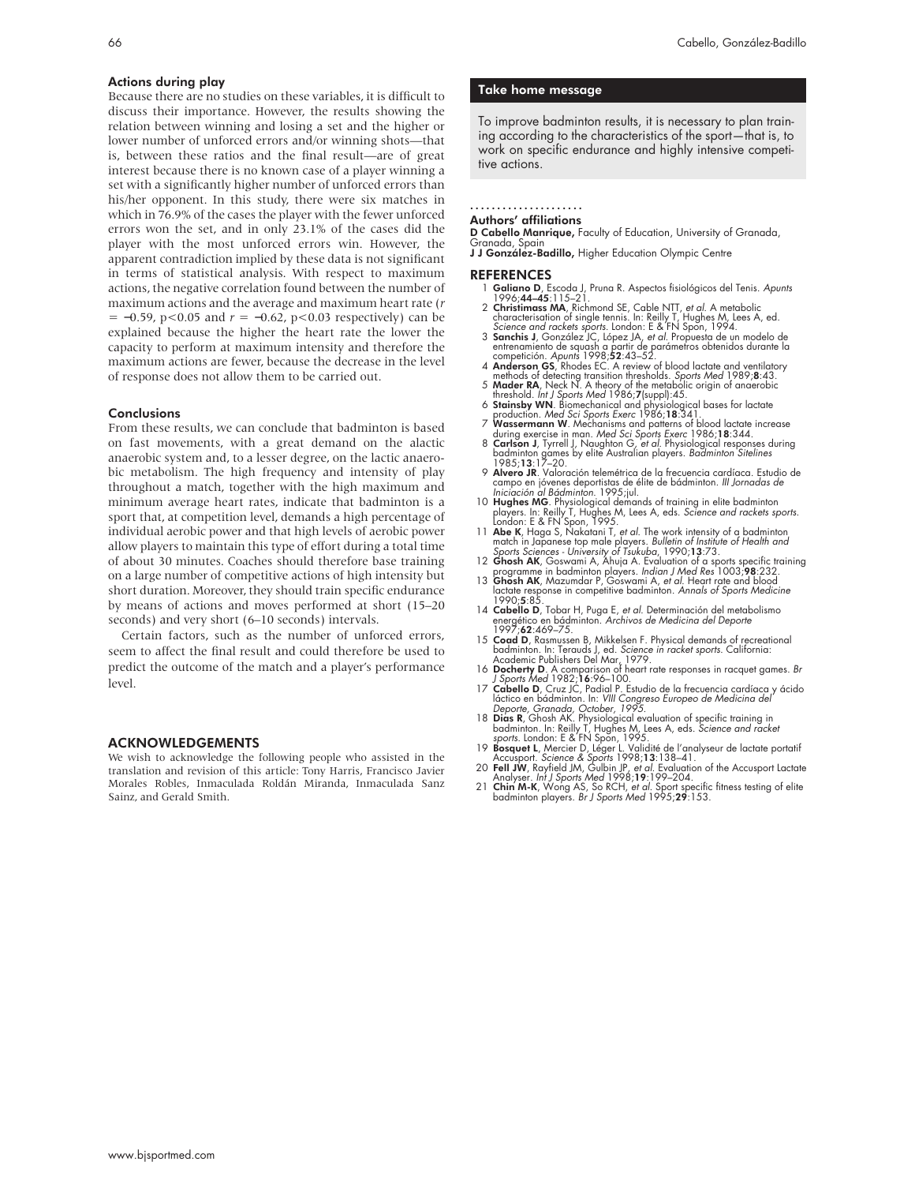### Actions during play

Because there are no studies on these variables, it is difficult to discuss their importance. However, the results showing the relation between winning and losing a set and the higher or lower number of unforced errors and/or winning shots—that is, between these ratios and the final result—are of great interest because there is no known case of a player winning a set with a significantly higher number of unforced errors than his/her opponent. In this study, there were six matches in which in 76.9% of the cases the player with the fewer unforced errors won the set, and in only 23.1% of the cases did the player with the most unforced errors win. However, the apparent contradiction implied by these data is not significant in terms of statistical analysis. With respect to maximum actions, the negative correlation found between the number of maximum actions and the average and maximum heart rate ($r = -0.59$, $p<0.05$ and $r = -0.62$, $p<0.03$ respectively) can be explained because the higher the heart rate the lower the capacity to perform at maximum intensity and therefore the maximum actions are fewer, because the decrease in the level of response does not allow them to be carried out.

### Conclusions

From these results, we can conclude that badminton is based on fast movements, with a great demand on the alactic anaerobic system and, to a lesser degree, on the lactic anaerobic metabolism. The high frequency and intensity of play throughout a match, together with the high maximum and minimum average heart rates, indicate that badminton is a sport that, at competition level, demands a high percentage of individual aerobic power and that high levels of aerobic power allow players to maintain this type of effort during a total time of about 30 minutes. Coaches should therefore base training on a large number of competitive actions of high intensity but short duration. Moreover, they should train specific endurance by means of actions and moves performed at short (15–20 seconds) and very short (6–10 seconds) intervals.

Certain factors, such as the number of unforced errors, seem to affect the final result and could therefore be used to predict the outcome of the match and a player's performance level.

## ACKNOWLEDGEMENTS

We wish to acknowledge the following people who assisted in the translation and revision of this article: Tony Harris, Francisco Javier Morales Robles, Inmaculada Roldán Miranda, Inmaculada Sanz Sainz, and Gerald Smith.

### Take home message

To improve badminton results, it is necessary to plan training according to the characteristics of the sport—that is, to work on specific endurance and highly intensive competitive actions.

### Authors' affiliations

**D Cabello Manrique,** Faculty of Education, University of Granada, Granada, Spain
**J J González-Badillo,** Higher Education Olympic Centre

## REFERENCES

1. **Galiano D**, Escoda J, Pruna R. Aspectos fisiológicos del Tenis. *Apunts* 1996;**44–45**:115–21.
2. **Christimass MA**, Richmond SE, Cable NTT, *et al.* A metabolic characterisation of single tennis. In: Reilly T, Hughes M, Lees A, ed. *Science and rackets sports*. London: E & FN Spon, 1994.
3. **Sanchis J**, González JC, López JA, *et al.* Propuesta de un modelo de entrenamiento de squash a partir de parámetros obtenidos durante la competición. *Apunts* 1998;**52**:43–52.
4. **Anderson GS**, Rhodes EC. A review of blood lactate and ventilatory methods of detecting transition thresholds. *Sports Med* 1989;**8**:43.
5. **Mader RA**, Neck N. A theory of the metabolic origin of anaerobic threshold. *Int J Sports Med* 1986;**7**(suppl):45.
6. **Stainsby WN**. Biomechanical and physiological bases for lactate production. *Med Sci Sports Exerc* 1986;**18**:341.
7. **Wassermann W**. Mechanisms and patterns of blood lactate increase during exercise in man. *Med Sci Sports Exerc* 1986;**18**:344.
8. **Carlson J**, Tyrrell J, Naughton G, *et al.* Physiological responses during badminton games by elite Australian players. *Badminton Sitelines* 1985;**13**:17–20.
9. **Alvero JR**. Valoración telemétrica de la frecuencia cardíaca. Estudio de campo en jóvenes deportistas de élite de bádminton. *III Jornadas de Iniciación al Bádminton.* 1995;jul.
10. **Hughes MG**. Physiological demands of training in elite badminton players. In: Reilly T, Hughes M, Lees A, eds. *Science and rackets sports*. London: E & FN Spon, 1995.
11. **Abe K**, Haga S, Nakatani T, *et al.* The work intensity of a badminton match in Japanese top male players. *Bulletin of Institute of Health and Sports Sciences - University of Tsukuba*, 1990;**13**:73.
12. **Ghosh AK**, Goswami A, Ahuja A. Evaluation of a sports specific training programme in badminton players. *Indian J Med Res* 1003;**98**:232.
13. **Ghosh AK**, Mazumdar P, Goswami A, *et al.* Heart rate and blood lactate response in competitive badminton. *Annals of Sports Medicine* 1990;**5**:85.
14. **Cabello D**, Tobar H, Puga E, *et al.* Determinación del metabolismo energético en bádminton. *Archivos de Medicina del Deporte* 1997;**62**:469–75.
15. **Coad D**, Rasmussen B, Mikkelsen F. Physical demands of recreational badminton. In: Terauds J, ed. *Science in racket sports.* California: Academic Publishers Del Mar, 1979.
16. **Docherty D**. A comparison of heart rate responses in racquet games. *Br J Sports Med* 1982;**16**:96–100.
17. **Cabello D**, Cruz JC, Padial P. Estudio de la frecuencia cardíaca y ácido láctico en bádminton. In: *VIII Congreso Europeo de Medicina del Deporte, Granada, October, 1995.*
18. **Dias R**, Ghosh AK. Physiological evaluation of specific training in badminton. In: Reilly T, Hughes M, Lees A, eds. *Science and racket sports*. London: E & FN Spon, 1995.
19. **Bosquet L**, Mercier D, Léger L. Validité de l'analyseur de lactate portatif Accusport. *Science & Sports* 1998;**13**:138–41.
20. **Fell JW**, Rayfield JM, Gulbin JP, *et al.* Evaluation of the Accusport Lactate Analyser. *Int J Sports Med* 1998;**19**:199–204.
21. **Chin M-K**, Wong AS, So RCH, *et al.* Sport specific fitness testing of elite badminton players. *Br J Sports Med* 1995;**29**:153.